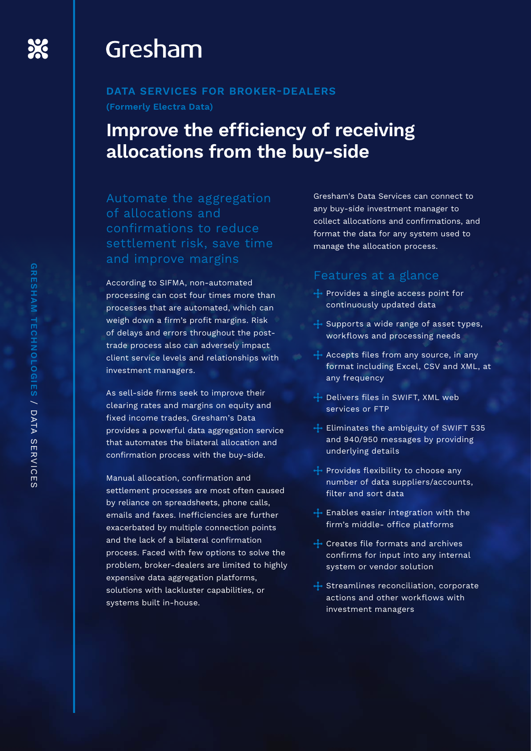# Gresham

## DATA SERVICES FOR BROKER-DEALERS

**(Formerly Electra Data)**

# Improve the efficiency of receiving allocations from the buy-side

## Automate the aggregation of allocations and confirmations to reduce settlement risk, save time and improve margins

According to SIFMA, non-automated processing can cost four times more than processes that are automated, which can weigh down a firm's profit margins. Risk of delays and errors throughout the post-trade process also can adversely impact client service levels and relationships with investment managers.

As sell-side firms seek to improve their clearing rates and margins on equity and fixed income trades, Gresham's Data provides a powerful data aggregation service that automates the bilateral allocation and confirmation process with the buy-side.

Manual allocation, confirmation and settlement processes are most often caused by reliance on spreadsheets, phone calls, emails and faxes. Inefficiencies are further exacerbated by multiple connection points and the lack of a bilateral confirmation process. Faced with few options to solve the problem, broker-dealers are limited to highly expensive data aggregation platforms, solutions with lackluster capabilities, or systems built in-house.

Gresham's Data Services can connect to any buy-side investment manager to collect allocations and confirmations, and format the data for any system used to manage the allocation process.

## Features at a glance

- Provides a single access point for continuously updated data
- Supports a wide range of asset types, workflows and processing needs
- Accepts files from any source, in any format including Excel, CSV and XML, at any frequency
- Delivers files in SWIFT, XML web services or FTP
- Eliminates the ambiguity of SWIFT 535 and 940/950 messages by providing underlying details
- Provides flexibility to choose any number of data suppliers/accounts, filter and sort data
- Enables easier integration with the firm's middle- office platforms
- Creates file formats and archives confirms for input into any internal system or vendor solution
- Streamlines reconciliation, corporate actions and other workflows with investment managers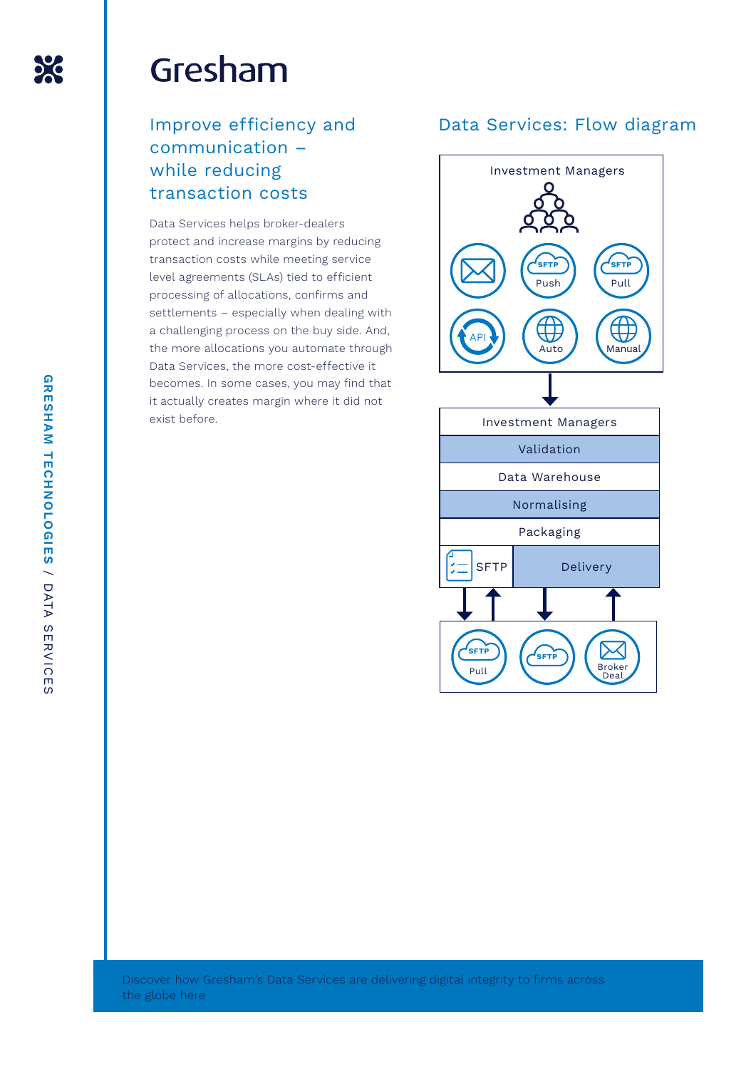# Gresham

## Improve efficiency and communication – while reducing transaction costs

Data Services helps broker-dealers protect and increase margins by reducing transaction costs while meeting service level agreements (SLAs) tied to efficient processing of allocations, confirms and settlements – especially when dealing with a challenging process on the buy side. And, the more allocations you automate through Data Services, the more cost-effective it becomes. In some cases, you may find that it actually creates margin where it did not exist before.

## Data Services: Flow diagram

Investment Managers

SFTP Push

SFTP Pull

API

Auto

Manual

Investment Managers

Validation

Data Warehouse

Normalising

Packaging

SFTP

Delivery

SFTP Pull

SFTP

Broker Deal

Discover how Gresham's Data Services are delivering digital integrity to firms across the globe here